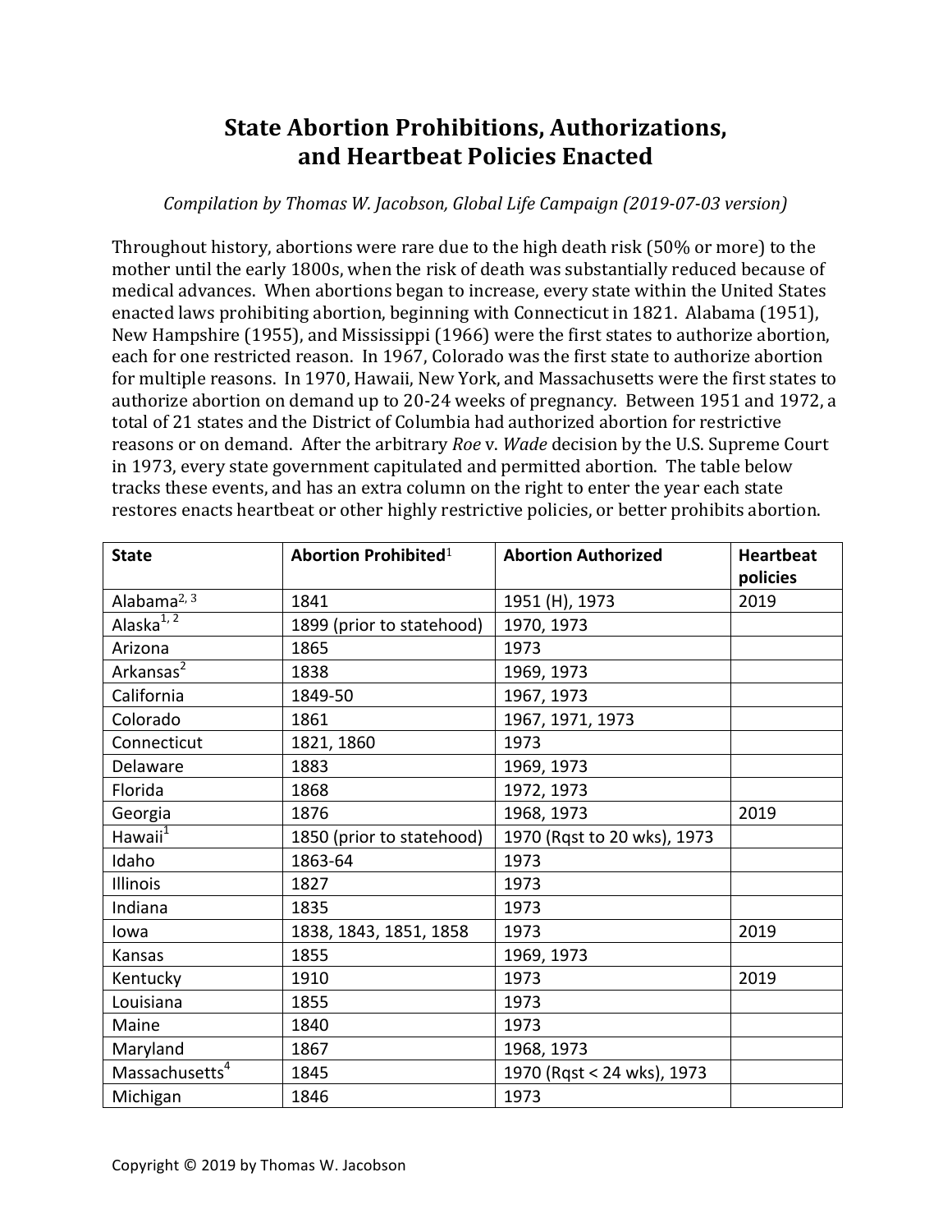# State Abortion Prohibitions, Authorizations, and Heartbeat Policies Enacted

*Compilation by Thomas W. Jacobson, Global Life Campaign (2019-07-03 version)*

Throughout history, abortions were rare due to the high death risk (50% or more) to the mother until the early 1800s, when the risk of death was substantially reduced because of medical advances. When abortions began to increase, every state within the United States enacted laws prohibiting abortion, beginning with Connecticut in 1821. Alabama (1951), New Hampshire (1955), and Mississippi (1966) were the first states to authorize abortion, each for one restricted reason. In 1967, Colorado was the first state to authorize abortion for multiple reasons. In 1970, Hawaii, New York, and Massachusetts were the first states to authorize abortion on demand up to 20-24 weeks of pregnancy. Between 1951 and 1972, a total of 21 states and the District of Columbia had authorized abortion for restrictive reasons or on demand. After the arbitrary *Roe* v. *Wade* decision by the U.S. Supreme Court in 1973, every state government capitulated and permitted abortion. The table below tracks these events, and has an extra column on the right to enter the year each state restores enacts heartbeat or other highly restrictive policies, or better prohibits abortion.

| State | Abortion Prohibited[1] | Abortion Authorized | Heartbeat policies |
|---|---|---|---|
| Alabama[2, 3] | 1841 | 1951 (H), 1973 | 2019 |
| Alaska[1, 2] | 1899 (prior to statehood) | 1970, 1973 | |
| Arizona | 1865 | 1973 | |
| Arkansas[2] | 1838 | 1969, 1973 | |
| California | 1849-50 | 1967, 1973 | |
| Colorado | 1861 | 1967, 1971, 1973 | |
| Connecticut | 1821, 1860 | 1973 | |
| Delaware | 1883 | 1969, 1973 | |
| Florida | 1868 | 1972, 1973 | |
| Georgia | 1876 | 1968, 1973 | 2019 |
| Hawaii[1] | 1850 (prior to statehood) | 1970 (Rqst to 20 wks), 1973 | |
| Idaho | 1863-64 | 1973 | |
| Illinois | 1827 | 1973 | |
| Indiana | 1835 | 1973 | |
| Iowa | 1838, 1843, 1851, 1858 | 1973 | 2019 |
| Kansas | 1855 | 1969, 1973 | |
| Kentucky | 1910 | 1973 | 2019 |
| Louisiana | 1855 | 1973 | |
| Maine | 1840 | 1973 | |
| Maryland | 1867 | 1968, 1973 | |
| Massachusetts[4] | 1845 | 1970 (Rqst < 24 wks), 1973 | |
| Michigan | 1846 | 1973 | |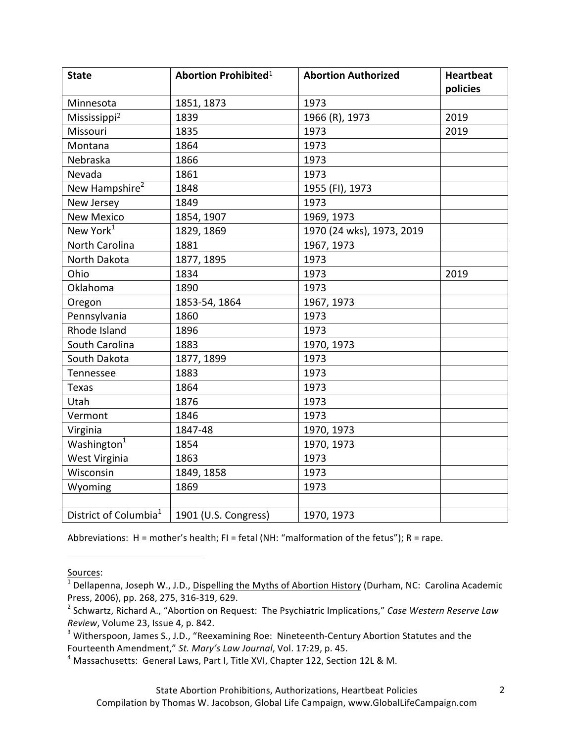| State | Abortion Prohibited[1] | Abortion Authorized | Heartbeat policies |
|---|---|---|---|
| Minnesota | 1851, 1873 | 1973 | |
| Mississippi[2] | 1839 | 1966 (R), 1973 | 2019 |
| Missouri | 1835 | 1973 | 2019 |
| Montana | 1864 | 1973 | |
| Nebraska | 1866 | 1973 | |
| Nevada | 1861 | 1973 | |
| New Hampshire[2] | 1848 | 1955 (FI), 1973 | |
| New Jersey | 1849 | 1973 | |
| New Mexico | 1854, 1907 | 1969, 1973 | |
| New York[1] | 1829, 1869 | 1970 (24 wks), 1973, 2019 | |
| North Carolina | 1881 | 1967, 1973 | |
| North Dakota | 1877, 1895 | 1973 | |
| Ohio | 1834 | 1973 | 2019 |
| Oklahoma | 1890 | 1973 | |
| Oregon | 1853-54, 1864 | 1967, 1973 | |
| Pennsylvania | 1860 | 1973 | |
| Rhode Island | 1896 | 1973 | |
| South Carolina | 1883 | 1970, 1973 | |
| South Dakota | 1877, 1899 | 1973 | |
| Tennessee | 1883 | 1973 | |
| Texas | 1864 | 1973 | |
| Utah | 1876 | 1973 | |
| Vermont | 1846 | 1973 | |
| Virginia | 1847-48 | 1970, 1973 | |
| Washington[1] | 1854 | 1970, 1973 | |
| West Virginia | 1863 | 1973 | |
| Wisconsin | 1849, 1858 | 1973 | |
| Wyoming | 1869 | 1973 | |
| | | | |
| District of Columbia[1] | 1901 (U.S. Congress) | 1970, 1973 | |

Abbreviations: H = mother's health; FI = fetal (NH: "malformation of the fetus"); R = rape.

---

Sources:

[1] Dellapenna, Joseph W., J.D., Dispelling the Myths of Abortion History (Durham, NC: Carolina Academic Press, 2006), pp. 268, 275, 316-319, 629.

[2] Schwartz, Richard A., "Abortion on Request: The Psychiatric Implications," *Case Western Reserve Law Review*, Volume 23, Issue 4, p. 842.

[3] Witherspoon, James S., J.D., "Reexamining Roe: Nineteenth-Century Abortion Statutes and the Fourteenth Amendment," *St. Mary's Law Journal*, Vol. 17:29, p. 45.

[4] Massachusetts: General Laws, Part I, Title XVI, Chapter 122, Section 12L & M.